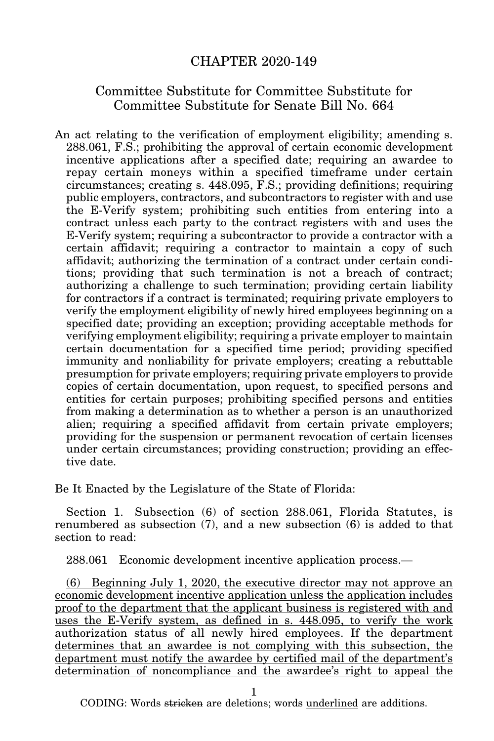# CHAPTER 2020-149

## Committee Substitute for Committee Substitute for Committee Substitute for Senate Bill No. 664

An act relating to the verification of employment eligibility; amending s. 288.061, F.S.; prohibiting the approval of certain economic development incentive applications after a specified date; requiring an awardee to repay certain moneys within a specified timeframe under certain circumstances; creating s. 448.095, F.S.; providing definitions; requiring public employers, contractors, and subcontractors to register with and use the E-Verify system; prohibiting such entities from entering into a contract unless each party to the contract registers with and uses the E-Verify system; requiring a subcontractor to provide a contractor with a certain affidavit; requiring a contractor to maintain a copy of such affidavit; authorizing the termination of a contract under certain conditions; providing that such termination is not a breach of contract; authorizing a challenge to such termination; providing certain liability for contractors if a contract is terminated; requiring private employers to verify the employment eligibility of newly hired employees beginning on a specified date; providing an exception; providing acceptable methods for verifying employment eligibility; requiring a private employer to maintain certain documentation for a specified time period; providing specified immunity and nonliability for private employers; creating a rebuttable presumption for private employers; requiring private employers to provide copies of certain documentation, upon request, to specified persons and entities for certain purposes; prohibiting specified persons and entities from making a determination as to whether a person is an unauthorized alien; requiring a specified affidavit from certain private employers; providing for the suspension or permanent revocation of certain licenses under certain circumstances; providing construction; providing an effective date.

Be It Enacted by the Legislature of the State of Florida:

Section 1. Subsection (6) of section 288.061, Florida Statutes, is renumbered as subsection (7), and a new subsection (6) is added to that section to read:

288.061 Economic development incentive application process.—

<u>(6) Beginning July 1, 2020, the executive director may not approve an economic development incentive application unless the application includes proof to the department that the applicant business is registered with and uses the E-Verify system, as defined in s. 448.095, to verify the work authorization status of all newly hired employees. If the department determines that an awardee is not complying with this subsection, the department must notify the awardee by certified mail of the department's determination of noncompliance and the awardee's right to appeal the</u>

CODING: Words ~~stricken~~ are deletions; words <u>underlined</u> are additions.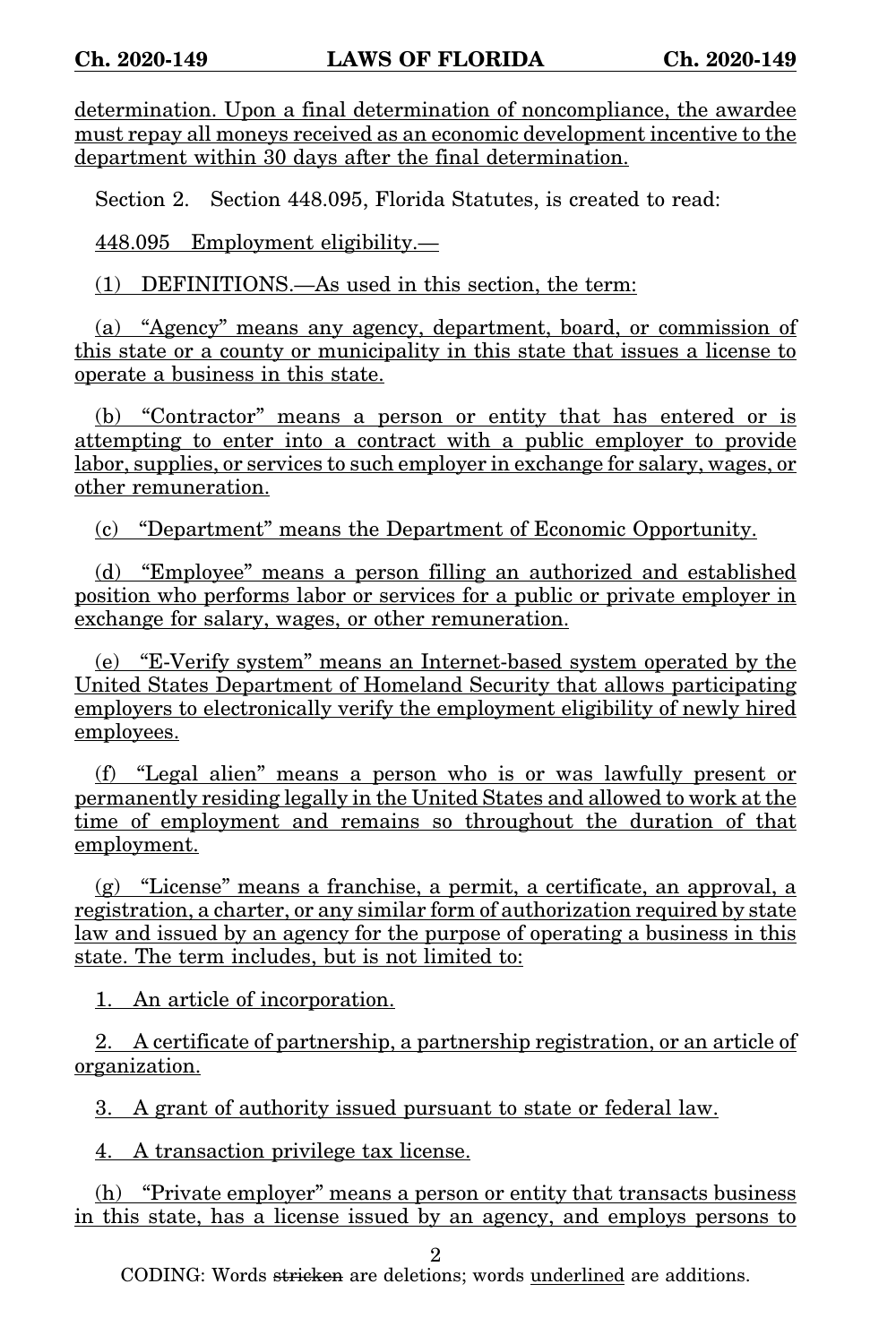determination. Upon a final determination of noncompliance, the awardee must repay all moneys received as an economic development incentive to the department within 30 days after the final determination.

Section 2. Section 448.095, Florida Statutes, is created to read:

448.095 Employment eligibility.—

(1) DEFINITIONS.—As used in this section, the term:

(a) "Agency" means any agency, department, board, or commission of this state or a county or municipality in this state that issues a license to operate a business in this state.

(b) "Contractor" means a person or entity that has entered or is attempting to enter into a contract with a public employer to provide labor, supplies, or services to such employer in exchange for salary, wages, or other remuneration.

(c) "Department" means the Department of Economic Opportunity.

(d) "Employee" means a person filling an authorized and established position who performs labor or services for a public or private employer in exchange for salary, wages, or other remuneration.

(e) "E-Verify system" means an Internet-based system operated by the United States Department of Homeland Security that allows participating employers to electronically verify the employment eligibility of newly hired employees.

(f) "Legal alien" means a person who is or was lawfully present or permanently residing legally in the United States and allowed to work at the time of employment and remains so throughout the duration of that employment.

(g) "License" means a franchise, a permit, a certificate, an approval, a registration, a charter, or any similar form of authorization required by state law and issued by an agency for the purpose of operating a business in this state. The term includes, but is not limited to:

1. An article of incorporation.

2. A certificate of partnership, a partnership registration, or an article of organization.

3. A grant of authority issued pursuant to state or federal law.

4. A transaction privilege tax license.

(h) "Private employer" means a person or entity that transacts business in this state, has a license issued by an agency, and employs persons to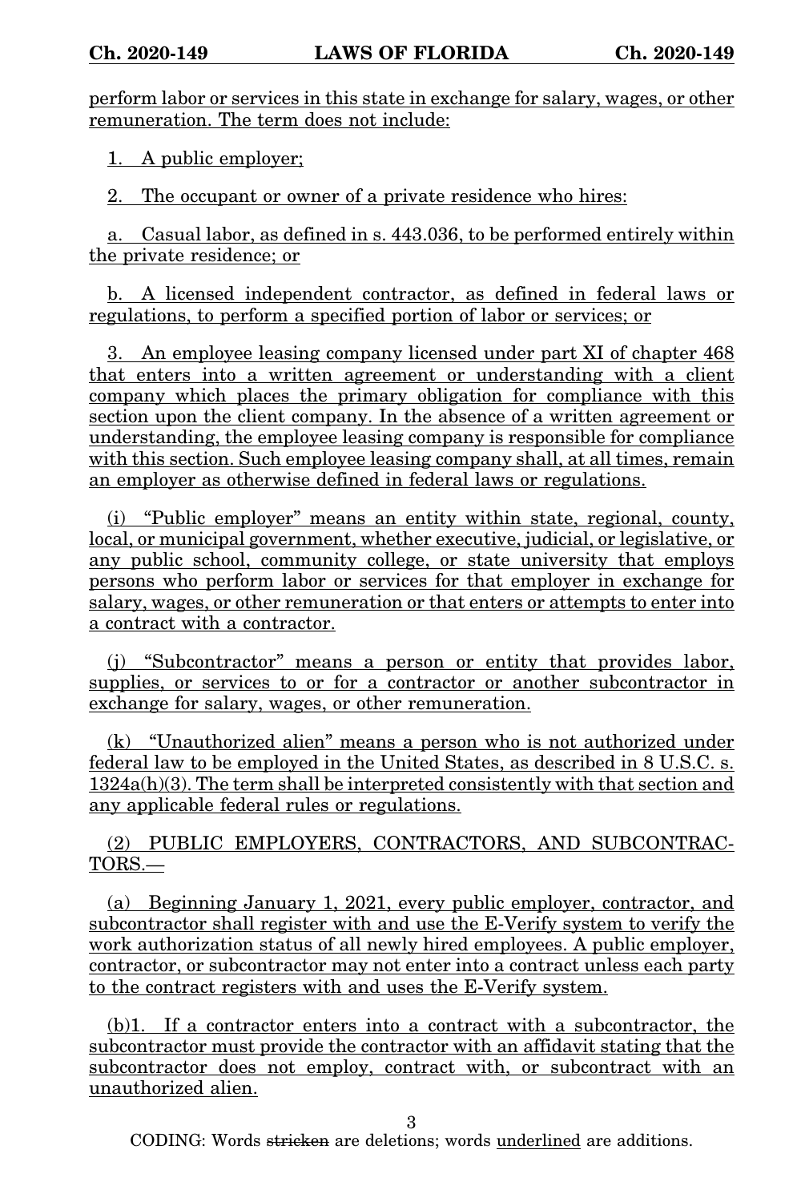perform labor or services in this state in exchange for salary, wages, or other remuneration. The term does not include:

1. A public employer;

2. The occupant or owner of a private residence who hires:

a. Casual labor, as defined in s. 443.036, to be performed entirely within the private residence; or

b. A licensed independent contractor, as defined in federal laws or regulations, to perform a specified portion of labor or services; or

3. An employee leasing company licensed under part XI of chapter 468 that enters into a written agreement or understanding with a client company which places the primary obligation for compliance with this section upon the client company. In the absence of a written agreement or understanding, the employee leasing company is responsible for compliance with this section. Such employee leasing company shall, at all times, remain an employer as otherwise defined in federal laws or regulations.

(i) "Public employer" means an entity within state, regional, county, local, or municipal government, whether executive, judicial, or legislative, or any public school, community college, or state university that employs persons who perform labor or services for that employer in exchange for salary, wages, or other remuneration or that enters or attempts to enter into a contract with a contractor.

(j) "Subcontractor" means a person or entity that provides labor, supplies, or services to or for a contractor or another subcontractor in exchange for salary, wages, or other remuneration.

(k) "Unauthorized alien" means a person who is not authorized under federal law to be employed in the United States, as described in 8 U.S.C. s. 1324a(h)(3). The term shall be interpreted consistently with that section and any applicable federal rules or regulations.

(2) PUBLIC EMPLOYERS, CONTRACTORS, AND SUBCONTRACTORS.—

(a) Beginning January 1, 2021, every public employer, contractor, and subcontractor shall register with and use the E-Verify system to verify the work authorization status of all newly hired employees. A public employer, contractor, or subcontractor may not enter into a contract unless each party to the contract registers with and uses the E-Verify system.

(b)1. If a contractor enters into a contract with a subcontractor, the subcontractor must provide the contractor with an affidavit stating that the subcontractor does not employ, contract with, or subcontract with an unauthorized alien.

CODING: Words ~~stricken~~ are deletions; words underlined are additions.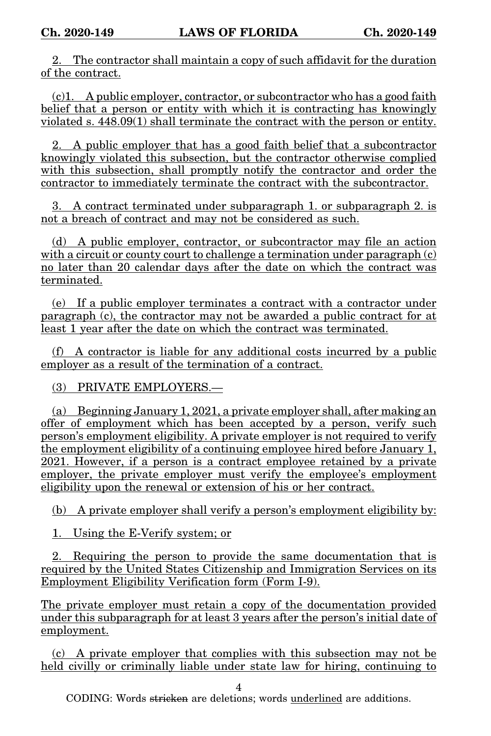2. The contractor shall maintain a copy of such affidavit for the duration of the contract.

(c)1. A public employer, contractor, or subcontractor who has a good faith belief that a person or entity with which it is contracting has knowingly violated s. 448.09(1) shall terminate the contract with the person or entity.

2. A public employer that has a good faith belief that a subcontractor knowingly violated this subsection, but the contractor otherwise complied with this subsection, shall promptly notify the contractor and order the contractor to immediately terminate the contract with the subcontractor.

3. A contract terminated under subparagraph 1. or subparagraph 2. is not a breach of contract and may not be considered as such.

(d) A public employer, contractor, or subcontractor may file an action with a circuit or county court to challenge a termination under paragraph (c) no later than 20 calendar days after the date on which the contract was terminated.

(e) If a public employer terminates a contract with a contractor under paragraph (c), the contractor may not be awarded a public contract for at least 1 year after the date on which the contract was terminated.

(f) A contractor is liable for any additional costs incurred by a public employer as a result of the termination of a contract.

(3) PRIVATE EMPLOYERS.—

(a) Beginning January 1, 2021, a private employer shall, after making an offer of employment which has been accepted by a person, verify such person's employment eligibility. A private employer is not required to verify the employment eligibility of a continuing employee hired before January 1, 2021. However, if a person is a contract employee retained by a private employer, the private employer must verify the employee's employment eligibility upon the renewal or extension of his or her contract.

(b) A private employer shall verify a person's employment eligibility by:

1. Using the E-Verify system; or

2. Requiring the person to provide the same documentation that is required by the United States Citizenship and Immigration Services on its Employment Eligibility Verification form (Form I-9).

The private employer must retain a copy of the documentation provided under this subparagraph for at least 3 years after the person's initial date of employment.

(c) A private employer that complies with this subsection may not be held civilly or criminally liable under state law for hiring, continuing to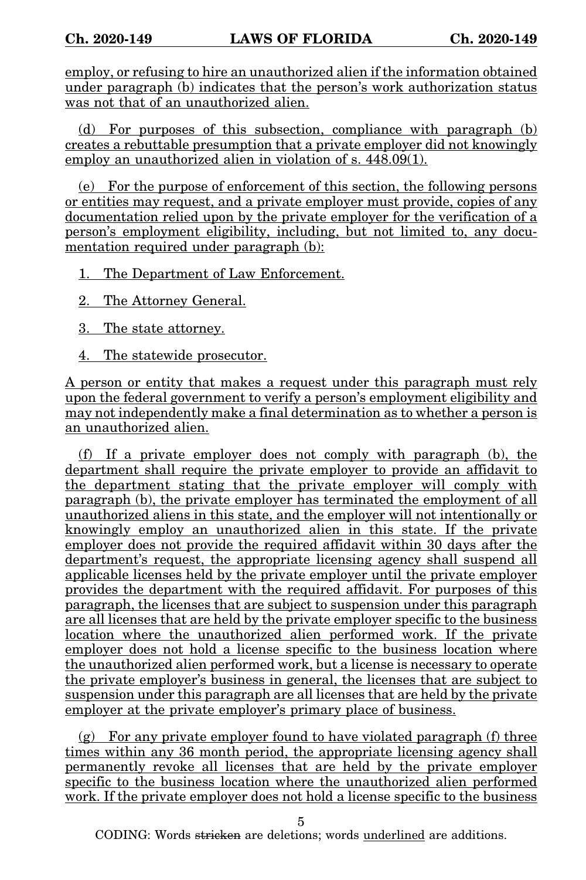employ, or refusing to hire an unauthorized alien if the information obtained under paragraph (b) indicates that the person's work authorization status was not that of an unauthorized alien.

(d) For purposes of this subsection, compliance with paragraph (b) creates a rebuttable presumption that a private employer did not knowingly employ an unauthorized alien in violation of s. 448.09(1).

(e) For the purpose of enforcement of this section, the following persons or entities may request, and a private employer must provide, copies of any documentation relied upon by the private employer for the verification of a person's employment eligibility, including, but not limited to, any documentation required under paragraph (b):

1. The Department of Law Enforcement.

2. The Attorney General.

3. The state attorney.

4. The statewide prosecutor.

A person or entity that makes a request under this paragraph must rely upon the federal government to verify a person's employment eligibility and may not independently make a final determination as to whether a person is an unauthorized alien.

(f) If a private employer does not comply with paragraph (b), the department shall require the private employer to provide an affidavit to the department stating that the private employer will comply with paragraph (b), the private employer has terminated the employment of all unauthorized aliens in this state, and the employer will not intentionally or knowingly employ an unauthorized alien in this state. If the private employer does not provide the required affidavit within 30 days after the department's request, the appropriate licensing agency shall suspend all applicable licenses held by the private employer until the private employer provides the department with the required affidavit. For purposes of this paragraph, the licenses that are subject to suspension under this paragraph are all licenses that are held by the private employer specific to the business location where the unauthorized alien performed work. If the private employer does not hold a license specific to the business location where the unauthorized alien performed work, but a license is necessary to operate the private employer's business in general, the licenses that are subject to suspension under this paragraph are all licenses that are held by the private employer at the private employer's primary place of business.

(g) For any private employer found to have violated paragraph (f) three times within any 36 month period, the appropriate licensing agency shall permanently revoke all licenses that are held by the private employer specific to the business location where the unauthorized alien performed work. If the private employer does not hold a license specific to the business

CODING: Words ~~stricken~~ are deletions; words underlined are additions.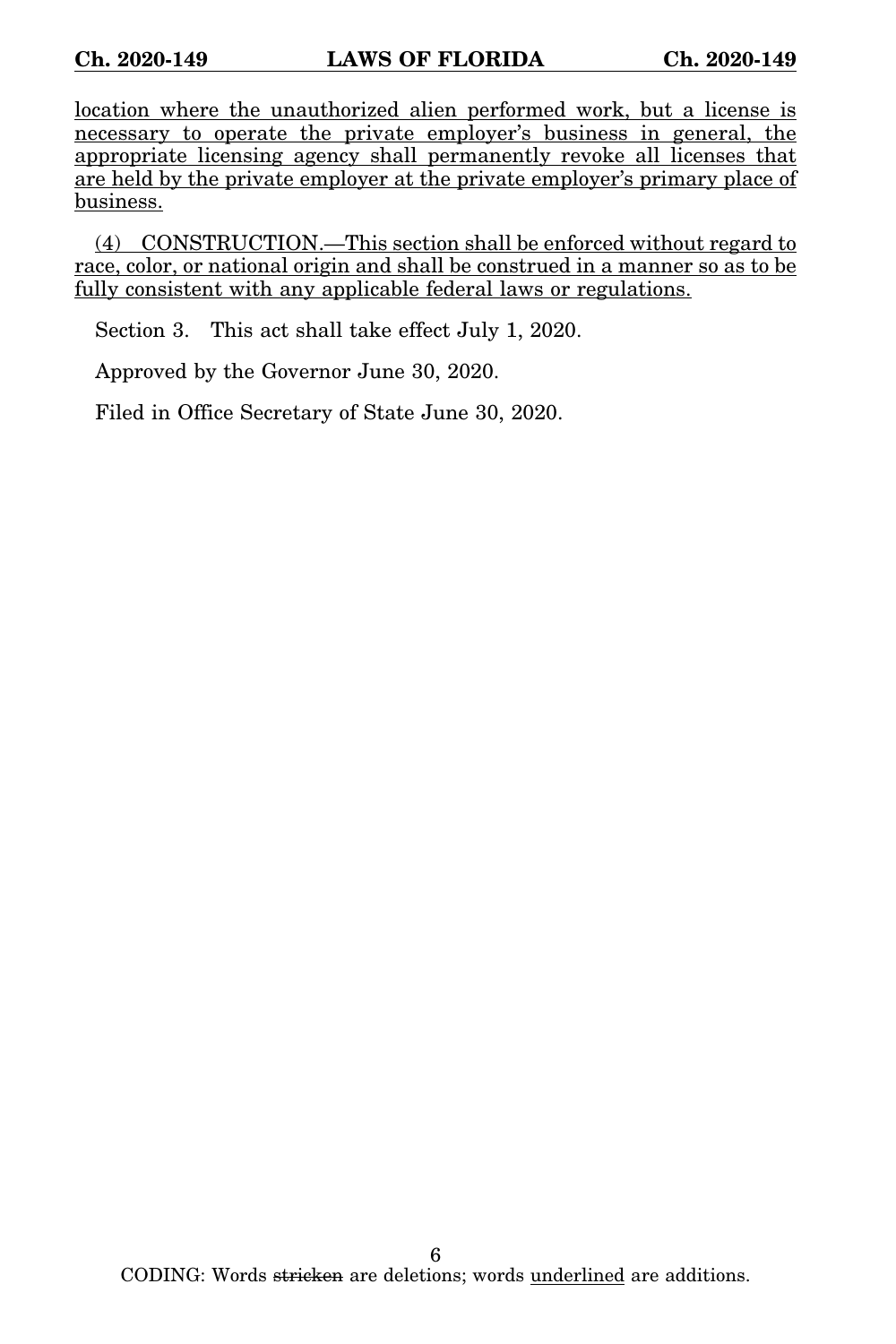location where the unauthorized alien performed work, but a license is necessary to operate the private employer's business in general, the appropriate licensing agency shall permanently revoke all licenses that are held by the private employer at the private employer's primary place of business.

(4) CONSTRUCTION.—This section shall be enforced without regard to race, color, or national origin and shall be construed in a manner so as to be fully consistent with any applicable federal laws or regulations.

Section 3. This act shall take effect July 1, 2020.

Approved by the Governor June 30, 2020.

Filed in Office Secretary of State June 30, 2020.

CODING: Words ~~stricken~~ are deletions; words underlined are additions.